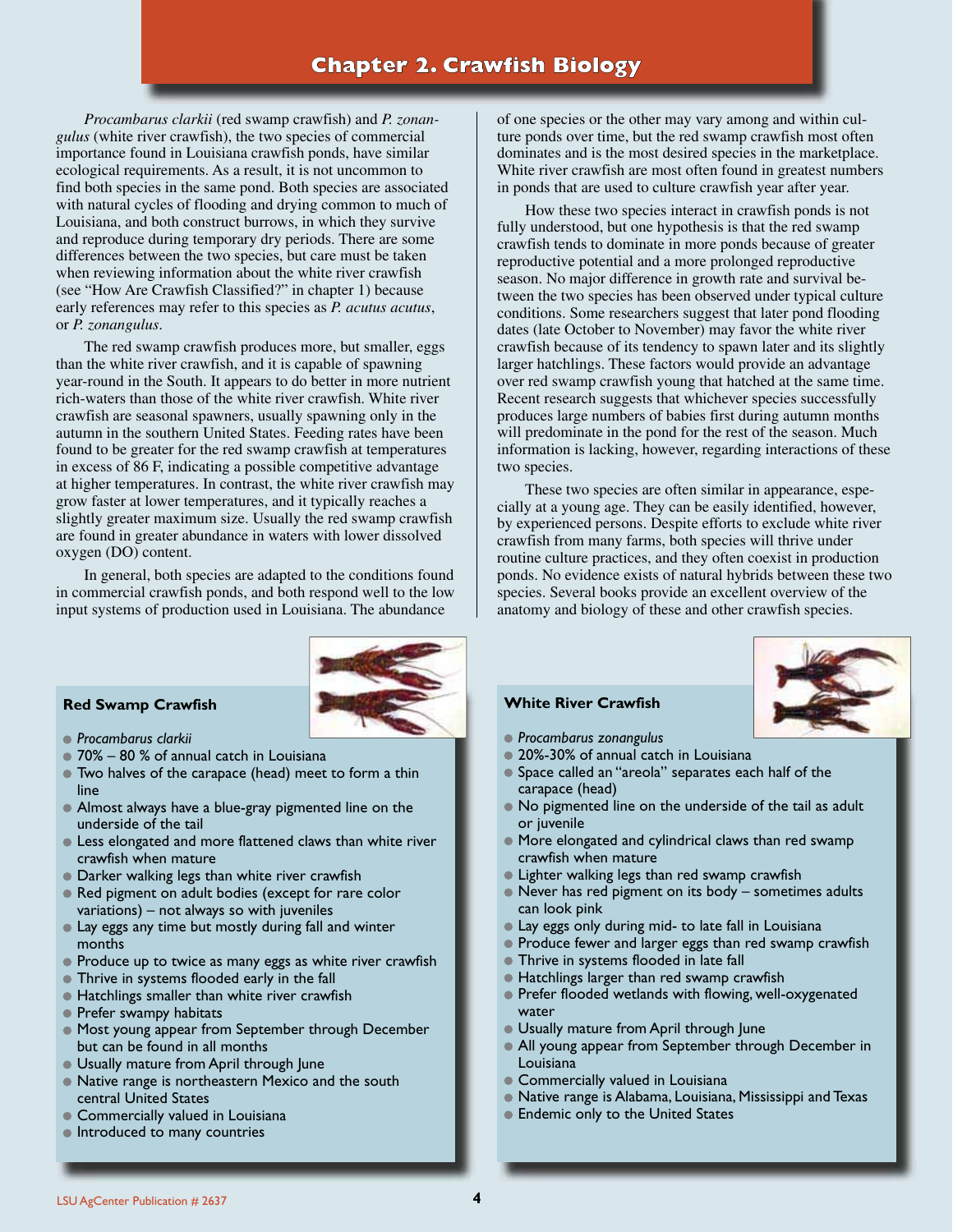# Chapter 2. Crawfish Biology

*Procambarus clarkii* (red swamp crawfish) and *P. zonangulus* (white river crawfish), the two species of commercial importance found in Louisiana crawfish ponds, have similar ecological requirements. As a result, it is not uncommon to find both species in the same pond. Both species are associated with natural cycles of flooding and drying common to much of Louisiana, and both construct burrows, in which they survive and reproduce during temporary dry periods. There are some differences between the two species, but care must be taken when reviewing information about the white river crawfish (see "How Are Crawfish Classified?" in chapter 1) because early references may refer to this species as *P. acutus acutus*, or *P. zonangulus*.

The red swamp crawfish produces more, but smaller, eggs than the white river crawfish, and it is capable of spawning year-round in the South. It appears to do better in more nutrient rich-waters than those of the white river crawfish. White river crawfish are seasonal spawners, usually spawning only in the autumn in the southern United States. Feeding rates have been found to be greater for the red swamp crawfish at temperatures in excess of 86 F, indicating a possible competitive advantage at higher temperatures. In contrast, the white river crawfish may grow faster at lower temperatures, and it typically reaches a slightly greater maximum size. Usually the red swamp crawfish are found in greater abundance in waters with lower dissolved oxygen (DO) content.

In general, both species are adapted to the conditions found in commercial crawfish ponds, and both respond well to the low input systems of production used in Louisiana. The abundance of one species or the other may vary among and within culture ponds over time, but the red swamp crawfish most often dominates and is the most desired species in the marketplace. White river crawfish are most often found in greatest numbers in ponds that are used to culture crawfish year after year.

How these two species interact in crawfish ponds is not fully understood, but one hypothesis is that the red swamp crawfish tends to dominate in more ponds because of greater reproductive potential and a more prolonged reproductive season. No major difference in growth rate and survival between the two species has been observed under typical culture conditions. Some researchers suggest that later pond flooding dates (late October to November) may favor the white river crawfish because of its tendency to spawn later and its slightly larger hatchlings. These factors would provide an advantage over red swamp crawfish young that hatched at the same time. Recent research suggests that whichever species successfully produces large numbers of babies first during autumn months will predominate in the pond for the rest of the season. Much information is lacking, however, regarding interactions of these two species.

These two species are often similar in appearance, especially at a young age. They can be easily identified, however, by experienced persons. Despite efforts to exclude white river crawfish from many farms, both species will thrive under routine culture practices, and they often coexist in production ponds. No evidence exists of natural hybrids between these two species. Several books provide an excellent overview of the anatomy and biology of these and other crawfish species.

### Red Swamp Crawfish

- *Procambarus clarkii*
- 70% – 80 % of annual catch in Louisiana
- Two halves of the carapace (head) meet to form a thin line
- Almost always have a blue-gray pigmented line on the underside of the tail
- Less elongated and more flattened claws than white river crawfish when mature
- Darker walking legs than white river crawfish
- Red pigment on adult bodies (except for rare color variations) – not always so with juveniles
- Lay eggs any time but mostly during fall and winter months
- Produce up to twice as many eggs as white river crawfish
- Thrive in systems flooded early in the fall
- Hatchlings smaller than white river crawfish
- Prefer swampy habitats
- Most young appear from September through December but can be found in all months
- Usually mature from April through June
- Native range is northeastern Mexico and the south central United States
- Commercially valued in Louisiana
- Introduced to many countries

### White River Crawfish

- *Procambarus zonangulus*
- 20%-30% of annual catch in Louisiana
- Space called an "areola" separates each half of the carapace (head)
- No pigmented line on the underside of the tail as adult or juvenile
- More elongated and cylindrical claws than red swamp crawfish when mature
- Lighter walking legs than red swamp crawfish
- Never has red pigment on its body – sometimes adults can look pink
- Lay eggs only during mid- to late fall in Louisiana
- Produce fewer and larger eggs than red swamp crawfish
- Thrive in systems flooded in late fall
- Hatchlings larger than red swamp crawfish
- Prefer flooded wetlands with flowing, well-oxygenated water
- Usually mature from April through June
- All young appear from September through December in Louisiana
- Commercially valued in Louisiana
- Native range is Alabama, Louisiana, Mississippi and Texas
- Endemic only to the United States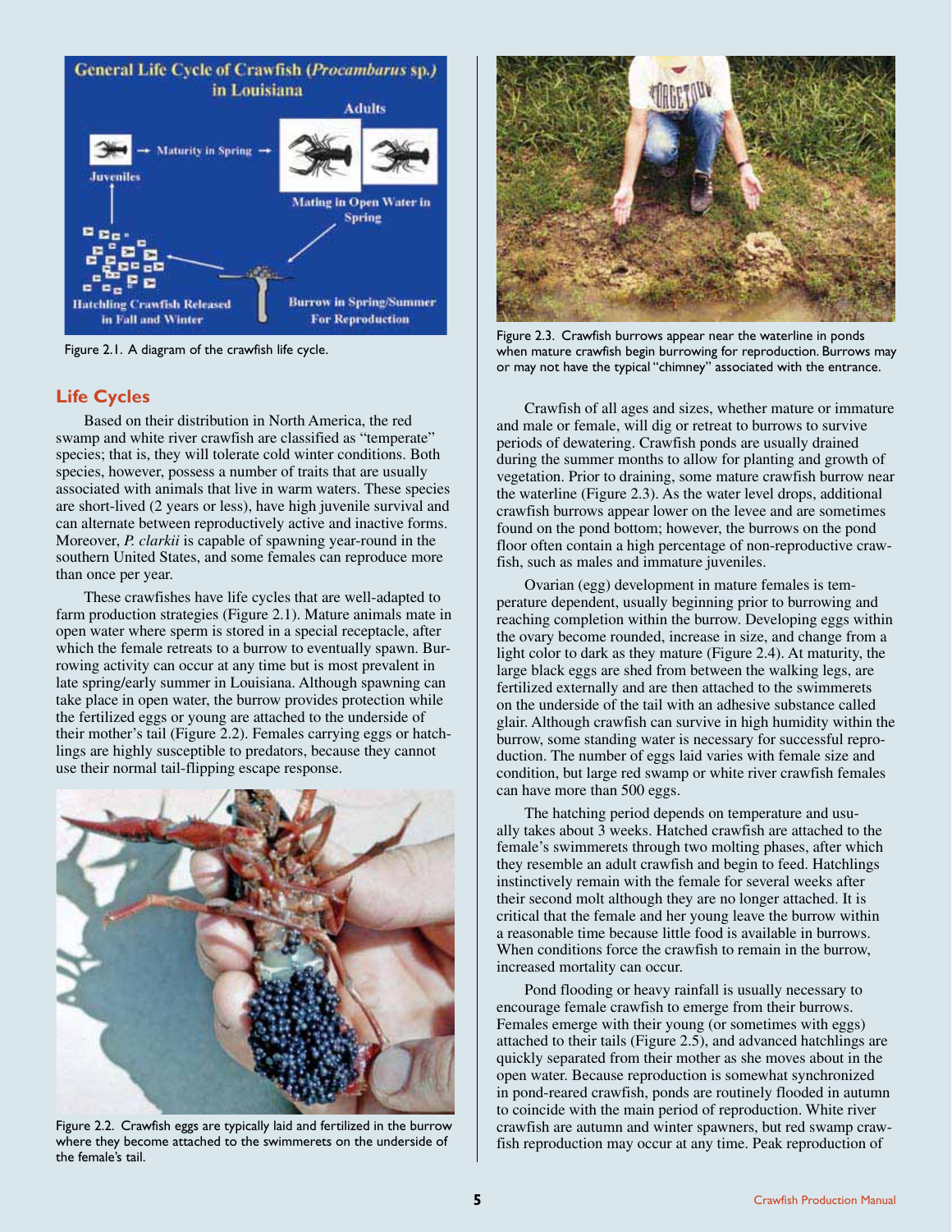Figure 2.1. A diagram of the crawfish life cycle.

## Life Cycles

Based on their distribution in North America, the red swamp and white river crawfish are classified as "temperate" species; that is, they will tolerate cold winter conditions. Both species, however, possess a number of traits that are usually associated with animals that live in warm waters. These species are short-lived (2 years or less), have high juvenile survival and can alternate between reproductively active and inactive forms. Moreover, *P. clarkii* is capable of spawning year-round in the southern United States, and some females can reproduce more than once per year.

These crawfishes have life cycles that are well-adapted to farm production strategies (Figure 2.1). Mature animals mate in open water where sperm is stored in a special receptacle, after which the female retreats to a burrow to eventually spawn. Burrowing activity can occur at any time but is most prevalent in late spring/early summer in Louisiana. Although spawning can take place in open water, the burrow provides protection while the fertilized eggs or young are attached to the underside of their mother's tail (Figure 2.2). Females carrying eggs or hatchlings are highly susceptible to predators, because they cannot use their normal tail-flipping escape response.

Figure 2.2. Crawfish eggs are typically laid and fertilized in the burrow where they become attached to the swimmerets on the underside of the female's tail.

Figure 2.3. Crawfish burrows appear near the waterline in ponds when mature crawfish begin burrowing for reproduction. Burrows may or may not have the typical "chimney" associated with the entrance.

Crawfish of all ages and sizes, whether mature or immature and male or female, will dig or retreat to burrows to survive periods of dewatering. Crawfish ponds are usually drained during the summer months to allow for planting and growth of vegetation. Prior to draining, some mature crawfish burrow near the waterline (Figure 2.3). As the water level drops, additional crawfish burrows appear lower on the levee and are sometimes found on the pond bottom; however, the burrows on the pond floor often contain a high percentage of non-reproductive crawfish, such as males and immature juveniles.

Ovarian (egg) development in mature females is temperature dependent, usually beginning prior to burrowing and reaching completion within the burrow. Developing eggs within the ovary become rounded, increase in size, and change from a light color to dark as they mature (Figure 2.4). At maturity, the large black eggs are shed from between the walking legs, are fertilized externally and are then attached to the swimmerets on the underside of the tail with an adhesive substance called glair. Although crawfish can survive in high humidity within the burrow, some standing water is necessary for successful reproduction. The number of eggs laid varies with female size and condition, but large red swamp or white river crawfish females can have more than 500 eggs.

The hatching period depends on temperature and usually takes about 3 weeks. Hatched crawfish are attached to the female's swimmerets through two molting phases, after which they resemble an adult crawfish and begin to feed. Hatchlings instinctively remain with the female for several weeks after their second molt although they are no longer attached. It is critical that the female and her young leave the burrow within a reasonable time because little food is available in burrows. When conditions force the crawfish to remain in the burrow, increased mortality can occur.

Pond flooding or heavy rainfall is usually necessary to encourage female crawfish to emerge from their burrows. Females emerge with their young (or sometimes with eggs) attached to their tails (Figure 2.5), and advanced hatchlings are quickly separated from their mother as she moves about in the open water. Because reproduction is somewhat synchronized in pond-reared crawfish, ponds are routinely flooded in autumn to coincide with the main period of reproduction. White river crawfish are autumn and winter spawners, but red swamp crawfish reproduction may occur at any time. Peak reproduction of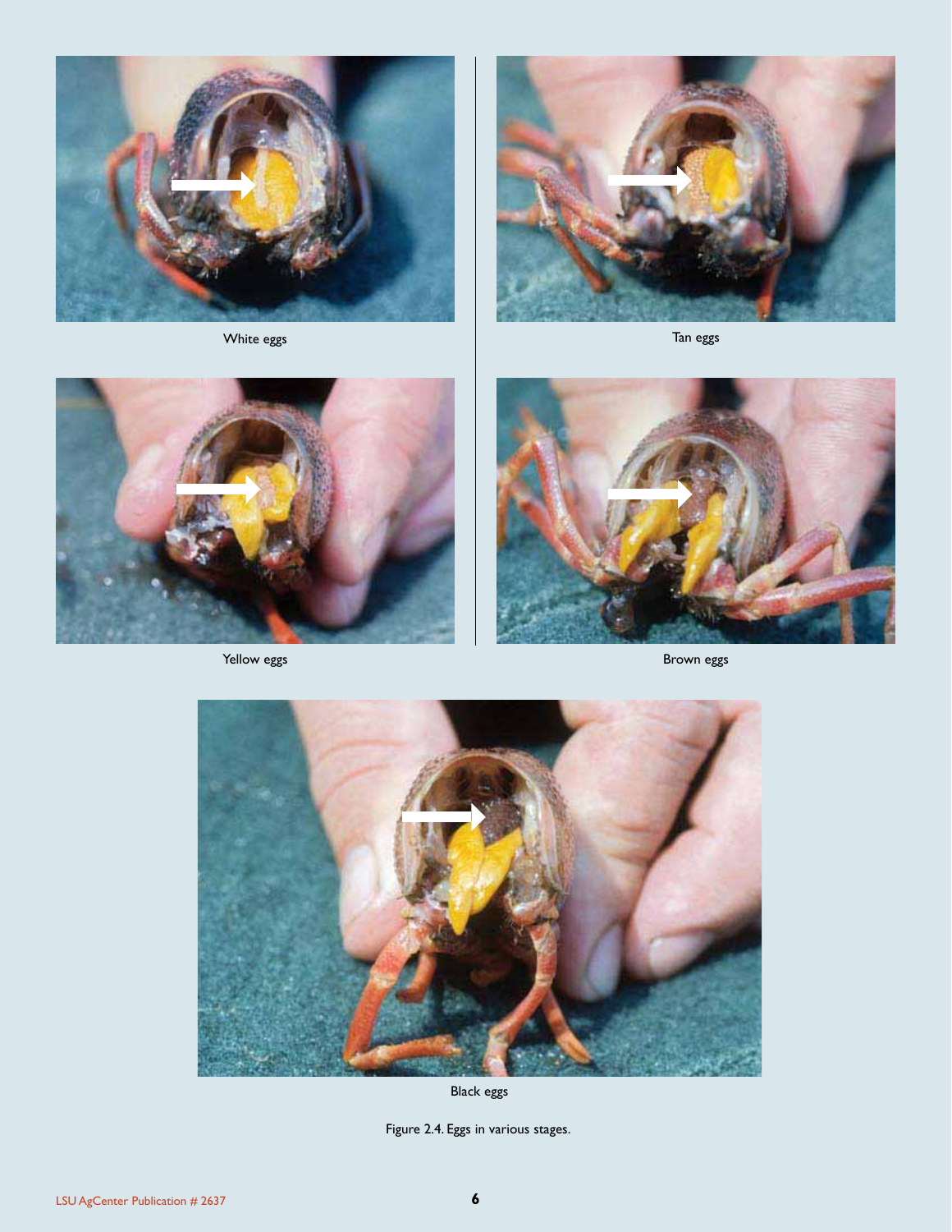White eggs

Tan eggs

Yellow eggs

Brown eggs

Black eggs

Figure 2.4. Eggs in various stages.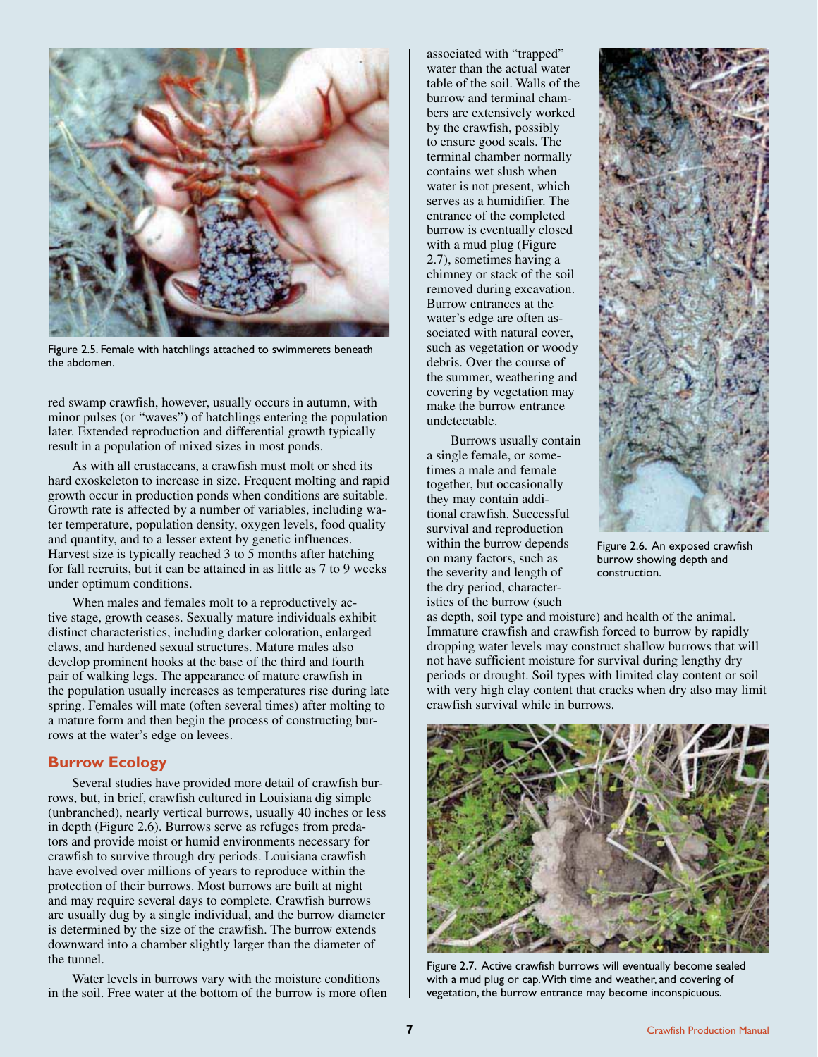Figure 2.5. Female with hatchlings attached to swimmerets beneath the abdomen.

red swamp crawfish, however, usually occurs in autumn, with minor pulses (or "waves") of hatchlings entering the population later. Extended reproduction and differential growth typically result in a population of mixed sizes in most ponds.

As with all crustaceans, a crawfish must molt or shed its hard exoskeleton to increase in size. Frequent molting and rapid growth occur in production ponds when conditions are suitable. Growth rate is affected by a number of variables, including water temperature, population density, oxygen levels, food quality and quantity, and to a lesser extent by genetic influences. Harvest size is typically reached 3 to 5 months after hatching for fall recruits, but it can be attained in as little as 7 to 9 weeks under optimum conditions.

When males and females molt to a reproductively active stage, growth ceases. Sexually mature individuals exhibit distinct characteristics, including darker coloration, enlarged claws, and hardened sexual structures. Mature males also develop prominent hooks at the base of the third and fourth pair of walking legs. The appearance of mature crawfish in the population usually increases as temperatures rise during late spring. Females will mate (often several times) after molting to a mature form and then begin the process of constructing burrows at the water's edge on levees.

## Burrow Ecology

Several studies have provided more detail of crawfish burrows, but, in brief, crawfish cultured in Louisiana dig simple (unbranched), nearly vertical burrows, usually 40 inches or less in depth (Figure 2.6). Burrows serve as refuges from predators and provide moist or humid environments necessary for crawfish to survive through dry periods. Louisiana crawfish have evolved over millions of years to reproduce within the protection of their burrows. Most burrows are built at night and may require several days to complete. Crawfish burrows are usually dug by a single individual, and the burrow diameter is determined by the size of the crawfish. The burrow extends downward into a chamber slightly larger than the diameter of the tunnel.

Water levels in burrows vary with the moisture conditions in the soil. Free water at the bottom of the burrow is more often associated with "trapped" water than the actual water table of the soil. Walls of the burrow and terminal chambers are extensively worked by the crawfish, possibly to ensure good seals. The terminal chamber normally contains wet slush when water is not present, which serves as a humidifier. The entrance of the completed burrow is eventually closed with a mud plug (Figure 2.7), sometimes having a chimney or stack of the soil removed during excavation. Burrow entrances at the water's edge are often associated with natural cover, such as vegetation or woody debris. Over the course of the summer, weathering and covering by vegetation may make the burrow entrance undetectable.

Burrows usually contain a single female, or sometimes a male and female together, but occasionally they may contain additional crawfish. Successful survival and reproduction within the burrow depends on many factors, such as the severity and length of the dry period, characteristics of the burrow (such as depth, soil type and moisture) and health of the animal. Immature crawfish and crawfish forced to burrow by rapidly dropping water levels may construct shallow burrows that will not have sufficient moisture for survival during lengthy dry periods or drought. Soil types with limited clay content or soil with very high clay content that cracks when dry also may limit crawfish survival while in burrows.

Figure 2.6. An exposed crawfish burrow showing depth and construction.

Figure 2.7. Active crawfish burrows will eventually become sealed with a mud plug or cap. With time and weather, and covering of vegetation, the burrow entrance may become inconspicuous.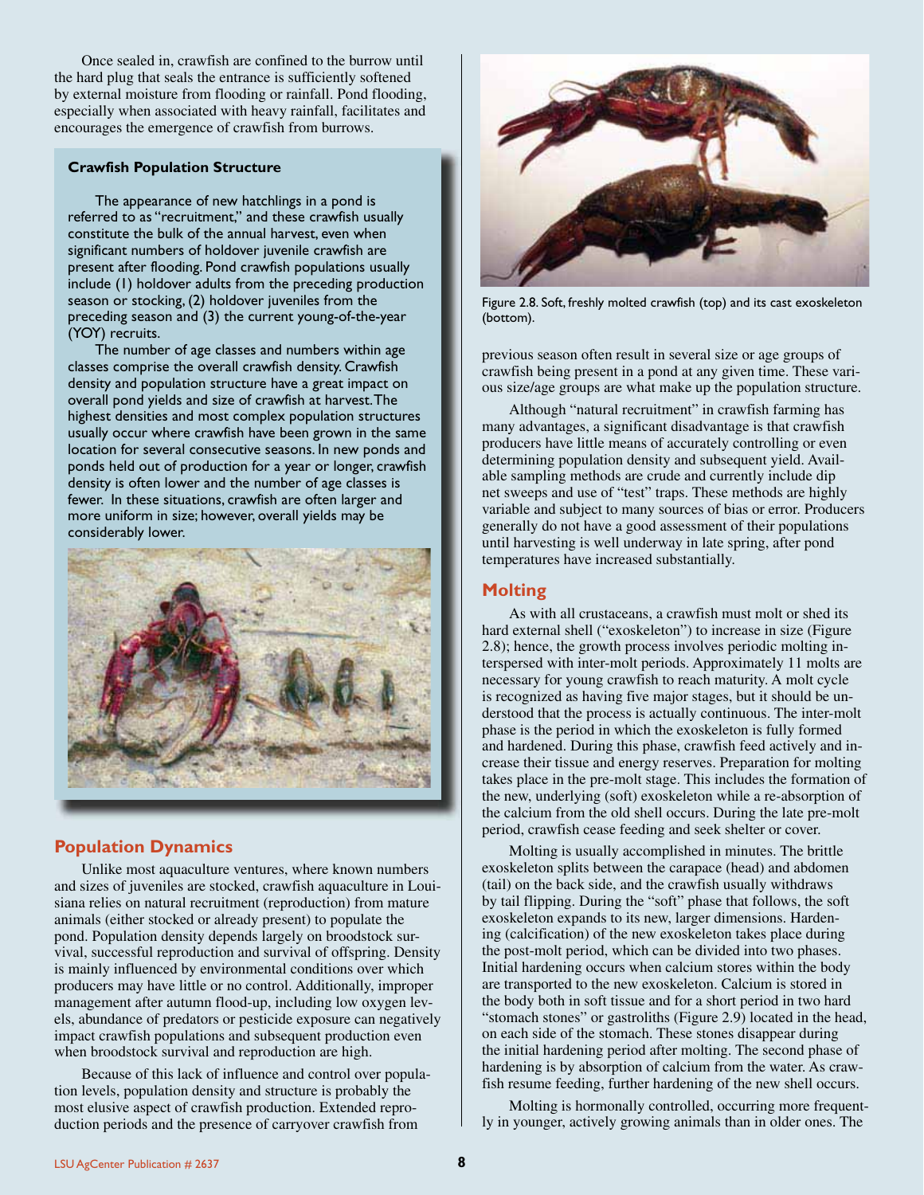Once sealed in, crawfish are confined to the burrow until the hard plug that seals the entrance is sufficiently softened by external moisture from flooding or rainfall. Pond flooding, especially when associated with heavy rainfall, facilitates and encourages the emergence of crawfish from burrows.

**Crawfish Population Structure**

The appearance of new hatchlings in a pond is referred to as "recruitment," and these crawfish usually constitute the bulk of the annual harvest, even when significant numbers of holdover juvenile crawfish are present after flooding. Pond crawfish populations usually include (1) holdover adults from the preceding production season or stocking, (2) holdover juveniles from the preceding season and (3) the current young-of-the-year (YOY) recruits.

The number of age classes and numbers within age classes comprise the overall crawfish density. Crawfish density and population structure have a great impact on overall pond yields and size of crawfish at harvest. The highest densities and most complex population structures usually occur where crawfish have been grown in the same location for several consecutive seasons. In new ponds and ponds held out of production for a year or longer, crawfish density is often lower and the number of age classes is fewer. In these situations, crawfish are often larger and more uniform in size; however, overall yields may be considerably lower.

## Population Dynamics

Unlike most aquaculture ventures, where known numbers and sizes of juveniles are stocked, crawfish aquaculture in Louisiana relies on natural recruitment (reproduction) from mature animals (either stocked or already present) to populate the pond. Population density depends largely on broodstock survival, successful reproduction and survival of offspring. Density is mainly influenced by environmental conditions over which producers may have little or no control. Additionally, improper management after autumn flood-up, including low oxygen levels, abundance of predators or pesticide exposure can negatively impact crawfish populations and subsequent production even when broodstock survival and reproduction are high.

Because of this lack of influence and control over population levels, population density and structure is probably the most elusive aspect of crawfish production. Extended reproduction periods and the presence of carryover crawfish from previous season often result in several size or age groups of crawfish being present in a pond at any given time. These various size/age groups are what make up the population structure.

Although "natural recruitment" in crawfish farming has many advantages, a significant disadvantage is that crawfish producers have little means of accurately controlling or even determining population density and subsequent yield. Available sampling methods are crude and currently include dip net sweeps and use of "test" traps. These methods are highly variable and subject to many sources of bias or error. Producers generally do not have a good assessment of their populations until harvesting is well underway in late spring, after pond temperatures have increased substantially.

Figure 2.8. Soft, freshly molted crawfish (top) and its cast exoskeleton (bottom).

## Molting

As with all crustaceans, a crawfish must molt or shed its hard external shell ("exoskeleton") to increase in size (Figure 2.8); hence, the growth process involves periodic molting interspersed with inter-molt periods. Approximately 11 molts are necessary for young crawfish to reach maturity. A molt cycle is recognized as having five major stages, but it should be understood that the process is actually continuous. The inter-molt phase is the period in which the exoskeleton is fully formed and hardened. During this phase, crawfish feed actively and increase their tissue and energy reserves. Preparation for molting takes place in the pre-molt stage. This includes the formation of the new, underlying (soft) exoskeleton while a re-absorption of the calcium from the old shell occurs. During the late pre-molt period, crawfish cease feeding and seek shelter or cover.

Molting is usually accomplished in minutes. The brittle exoskeleton splits between the carapace (head) and abdomen (tail) on the back side, and the crawfish usually withdraws by tail flipping. During the "soft" phase that follows, the soft exoskeleton expands to its new, larger dimensions. Hardening (calcification) of the new exoskeleton takes place during the post-molt period, which can be divided into two phases. Initial hardening occurs when calcium stores within the body are transported to the new exoskeleton. Calcium is stored in the body both in soft tissue and for a short period in two hard "stomach stones" or gastroliths (Figure 2.9) located in the head, on each side of the stomach. These stones disappear during the initial hardening period after molting. The second phase of hardening is by absorption of calcium from the water. As crawfish resume feeding, further hardening of the new shell occurs.

Molting is hormonally controlled, occurring more frequently in younger, actively growing animals than in older ones. The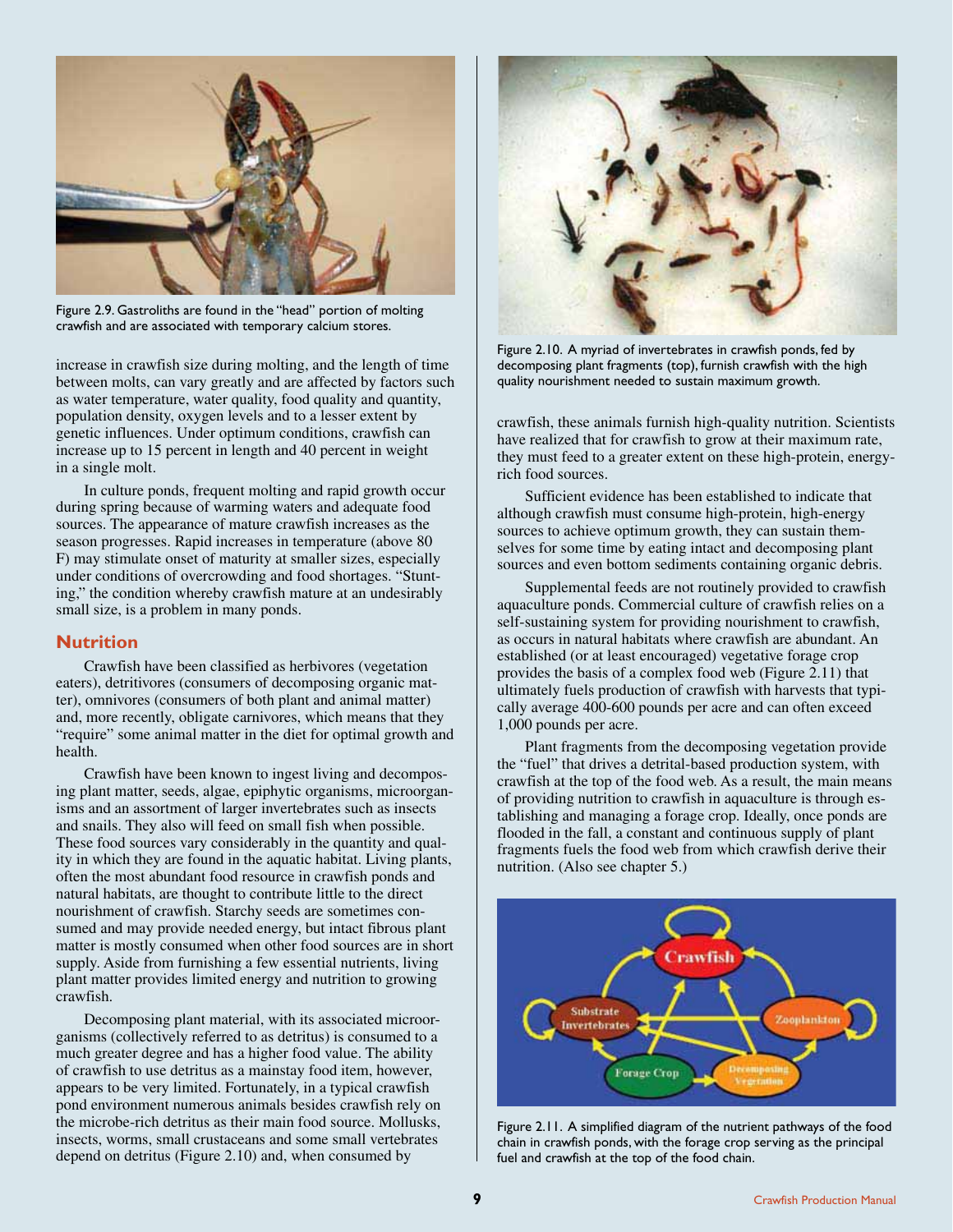Figure 2.9. Gastroliths are found in the "head" portion of molting crawfish and are associated with temporary calcium stores.

increase in crawfish size during molting, and the length of time between molts, can vary greatly and are affected by factors such as water temperature, water quality, food quality and quantity, population density, oxygen levels and to a lesser extent by genetic influences. Under optimum conditions, crawfish can increase up to 15 percent in length and 40 percent in weight in a single molt.

In culture ponds, frequent molting and rapid growth occur during spring because of warming waters and adequate food sources. The appearance of mature crawfish increases as the season progresses. Rapid increases in temperature (above 80 F) may stimulate onset of maturity at smaller sizes, especially under conditions of overcrowding and food shortages. "Stunting," the condition whereby crawfish mature at an undesirably small size, is a problem in many ponds.

## Nutrition

Crawfish have been classified as herbivores (vegetation eaters), detritivores (consumers of decomposing organic matter), omnivores (consumers of both plant and animal matter) and, more recently, obligate carnivores, which means that they "require" some animal matter in the diet for optimal growth and health.

Crawfish have been known to ingest living and decomposing plant matter, seeds, algae, epiphytic organisms, microorganisms and an assortment of larger invertebrates such as insects and snails. They also will feed on small fish when possible. These food sources vary considerably in the quantity and quality in which they are found in the aquatic habitat. Living plants, often the most abundant food resource in crawfish ponds and natural habitats, are thought to contribute little to the direct nourishment of crawfish. Starchy seeds are sometimes consumed and may provide needed energy, but intact fibrous plant matter is mostly consumed when other food sources are in short supply. Aside from furnishing a few essential nutrients, living plant matter provides limited energy and nutrition to growing crawfish.

Decomposing plant material, with its associated microorganisms (collectively referred to as detritus) is consumed to a much greater degree and has a higher food value. The ability of crawfish to use detritus as a mainstay food item, however, appears to be very limited. Fortunately, in a typical crawfish pond environment numerous animals besides crawfish rely on the microbe-rich detritus as their main food source. Mollusks, insects, worms, small crustaceans and some small vertebrates depend on detritus (Figure 2.10) and, when consumed by crawfish, these animals furnish high-quality nutrition. Scientists have realized that for crawfish to grow at their maximum rate, they must feed to a greater extent on these high-protein, energy-rich food sources.

Figure 2.10. A myriad of invertebrates in crawfish ponds, fed by decomposing plant fragments (top), furnish crawfish with the high quality nourishment needed to sustain maximum growth.

Sufficient evidence has been established to indicate that although crawfish must consume high-protein, high-energy sources to achieve optimum growth, they can sustain themselves for some time by eating intact and decomposing plant sources and even bottom sediments containing organic debris.

Supplemental feeds are not routinely provided to crawfish aquaculture ponds. Commercial culture of crawfish relies on a self-sustaining system for providing nourishment to crawfish, as occurs in natural habitats where crawfish are abundant. An established (or at least encouraged) vegetative forage crop provides the basis of a complex food web (Figure 2.11) that ultimately fuels production of crawfish with harvests that typically average 400-600 pounds per acre and can often exceed 1,000 pounds per acre.

Plant fragments from the decomposing vegetation provide the "fuel" that drives a detrital-based production system, with crawfish at the top of the food web. As a result, the main means of providing nutrition to crawfish in aquaculture is through establishing and managing a forage crop. Ideally, once ponds are flooded in the fall, a constant and continuous supply of plant fragments fuels the food web from which crawfish derive their nutrition. (Also see chapter 5.)

Crawfish

Substrate Invertebrates

Zooplankton

Forage Crop

Decomposing Vegetation

Figure 2.11. A simplified diagram of the nutrient pathways of the food chain in crawfish ponds, with the forage crop serving as the principal fuel and crawfish at the top of the food chain.